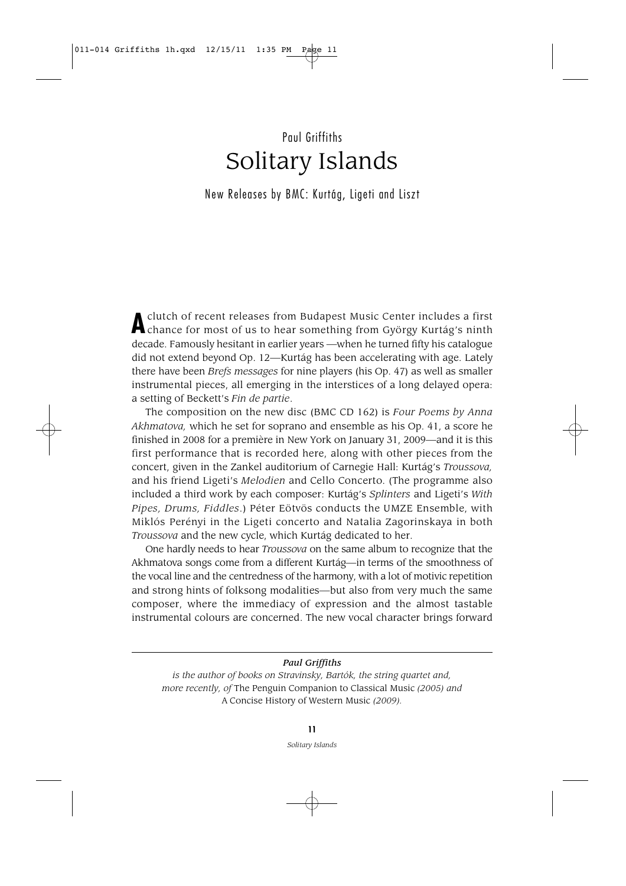Paul Griffiths

# Solitary Islands

## New Releases by BMC: Kurtág, Ligeti and Liszt

A clutch of recent releases from Budapest Music Center includes a first chance for most of us to hear something from György Kurtág's ninth decade. Famously hesitant in earlier years —when he turned fifty his catalogue did not extend beyond Op. 12—Kurtág has been accelerating with age. Lately there have been *Brefs messages* for nine players (his Op. 47) as well as smaller instrumental pieces, all emerging in the interstices of a long delayed opera: a setting of Beckett's *Fin de partie*.

The composition on the new disc (BMC CD 162) is *Four Poems by Anna Akhmatova,* which he set for soprano and ensemble as his Op. 41, a score he finished in 2008 for a première in New York on January 31, 2009—and it is this first performance that is recorded here, along with other pieces from the concert, given in the Zankel auditorium of Carnegie Hall: Kurtág's *Troussova,* and his friend Ligeti's *Melodien* and Cello Concerto. (The programme also included a third work by each composer: Kurtág's *Splinters* and Ligeti's *With Pipes, Drums, Fiddles*.) Péter Eötvös conducts the UMZE Ensemble, with Miklós Perényi in the Ligeti concerto and Natalia Zagorinskaya in both *Troussova* and the new cycle, which Kurtág dedicated to her.

One hardly needs to hear *Troussova* on the same album to recognize that the Akhmatova songs come from a different Kurtág—in terms of the smoothness of the vocal line and the centredness of the harmony, with a lot of motivic repetition and strong hints of folksong modalities—but also from very much the same composer, where the immediacy of expression and the almost tastable instrumental colours are concerned. The new vocal character brings forward

---

***Paul Griffiths***

*is the author of books on Stravinsky, Bartók, the string quartet and, more recently, of* The Penguin Companion to Classical Music *(2005) and* A Concise History of Western Music *(2009).*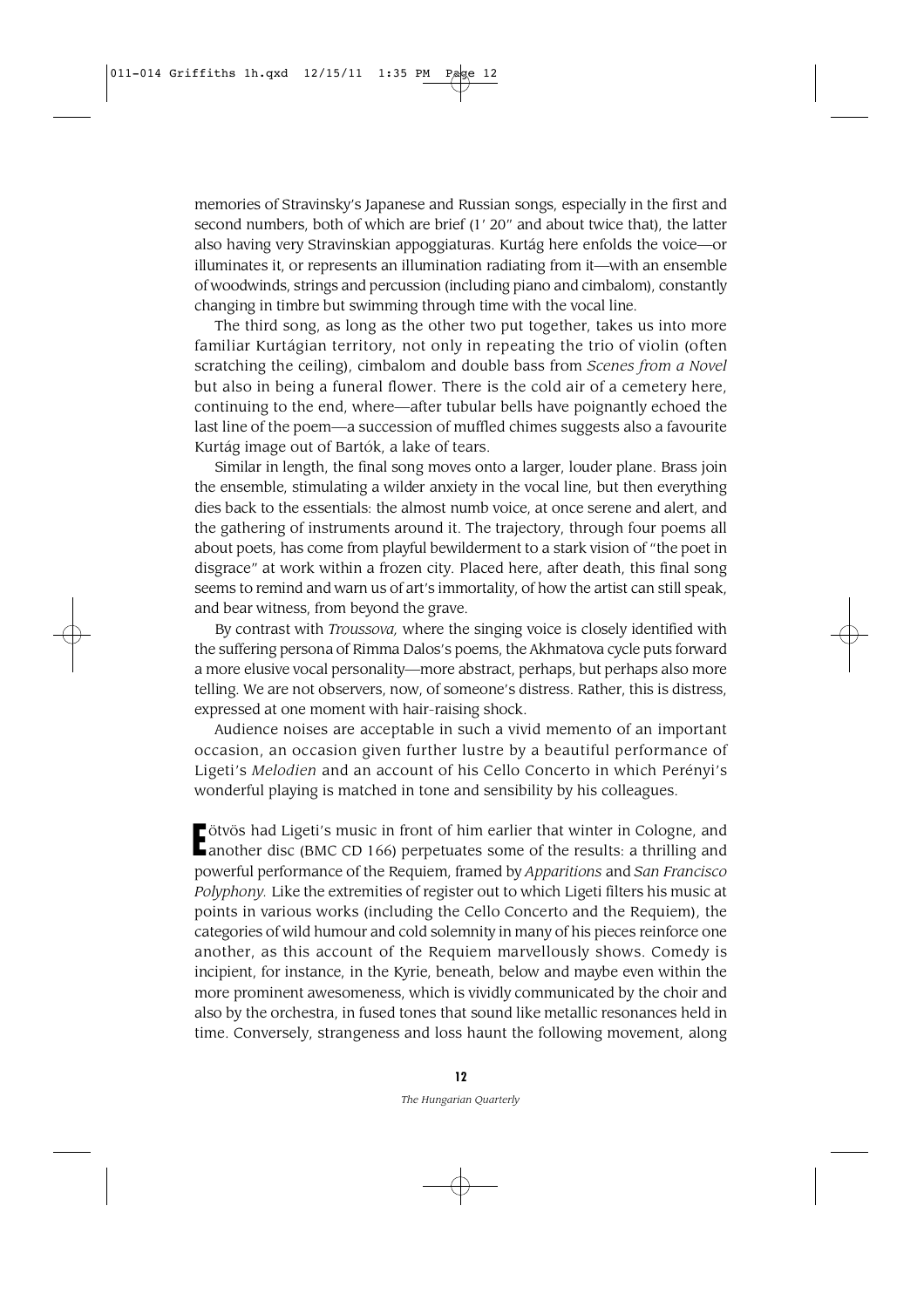memories of Stravinsky's Japanese and Russian songs, especially in the first and second numbers, both of which are brief (1′ 20″ and about twice that), the latter also having very Stravinskian appoggiaturas. Kurtág here enfolds the voice—or illuminates it, or represents an illumination radiating from it—with an ensemble of woodwinds, strings and percussion (including piano and cimbalom), constantly changing in timbre but swimming through time with the vocal line.

The third song, as long as the other two put together, takes us into more familiar Kurtágian territory, not only in repeating the trio of violin (often scratching the ceiling), cimbalom and double bass from *Scenes from a Novel* but also in being a funeral flower. There is the cold air of a cemetery here, continuing to the end, where—after tubular bells have poignantly echoed the last line of the poem—a succession of muffled chimes suggests also a favourite Kurtág image out of Bartók, a lake of tears.

Similar in length, the final song moves onto a larger, louder plane. Brass join the ensemble, stimulating a wilder anxiety in the vocal line, but then everything dies back to the essentials: the almost numb voice, at once serene and alert, and the gathering of instruments around it. The trajectory, through four poems all about poets, has come from playful bewilderment to a stark vision of "the poet in disgrace" at work within a frozen city. Placed here, after death, this final song seems to remind and warn us of art's immortality, of how the artist can still speak, and bear witness, from beyond the grave.

By contrast with *Troussova,* where the singing voice is closely identified with the suffering persona of Rimma Dalos's poems, the Akhmatova cycle puts forward a more elusive vocal personality—more abstract, perhaps, but perhaps also more telling. We are not observers, now, of someone's distress. Rather, this is distress, expressed at one moment with hair-raising shock.

Audience noises are acceptable in such a vivid memento of an important occasion, an occasion given further lustre by a beautiful performance of Ligeti's *Melodien* and an account of his Cello Concerto in which Perényi's wonderful playing is matched in tone and sensibility by his colleagues.

Eötvös had Ligeti's music in front of him earlier that winter in Cologne, and another disc (BMC CD 166) perpetuates some of the results: a thrilling and powerful performance of the Requiem, framed by *Apparitions* and *San Francisco Polyphony.* Like the extremities of register out to which Ligeti filters his music at points in various works (including the Cello Concerto and the Requiem), the categories of wild humour and cold solemnity in many of his pieces reinforce one another, as this account of the Requiem marvellously shows. Comedy is incipient, for instance, in the Kyrie, beneath, below and maybe even within the more prominent awesomeness, which is vividly communicated by the choir and also by the orchestra, in fused tones that sound like metallic resonances held in time. Conversely, strangeness and loss haunt the following movement, along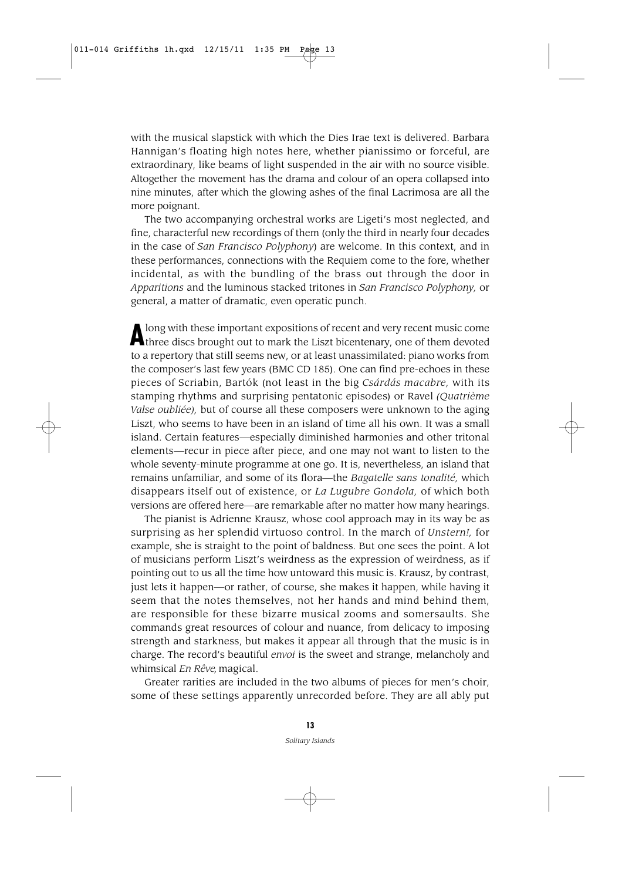with the musical slapstick with which the Dies Irae text is delivered. Barbara Hannigan's floating high notes here, whether pianissimo or forceful, are extraordinary, like beams of light suspended in the air with no source visible. Altogether the movement has the drama and colour of an opera collapsed into nine minutes, after which the glowing ashes of the final Lacrimosa are all the more poignant.

The two accompanying orchestral works are Ligeti's most neglected, and fine, characterful new recordings of them (only the third in nearly four decades in the case of *San Francisco Polyphony*) are welcome. In this context, and in these performances, connections with the Requiem come to the fore, whether incidental, as with the bundling of the brass out through the door in *Apparitions* and the luminous stacked tritones in *San Francisco Polyphony,* or general, a matter of dramatic, even operatic punch.

Along with these important expositions of recent and very recent music come three discs brought out to mark the Liszt bicentenary, one of them devoted to a repertory that still seems new, or at least unassimilated: piano works from the composer's last few years (BMC CD 185). One can find pre-echoes in these pieces of Scriabin, Bartók (not least in the big *Csárdás macabre,* with its stamping rhythms and surprising pentatonic episodes) or Ravel *(Quatrième Valse oubliée),* but of course all these composers were unknown to the aging Liszt, who seems to have been in an island of time all his own. It was a small island. Certain features—especially diminished harmonies and other tritonal elements—recur in piece after piece, and one may not want to listen to the whole seventy-minute programme at one go. It is, nevertheless, an island that remains unfamiliar, and some of its flora—the *Bagatelle sans tonalité,* which disappears itself out of existence, or *La Lugubre Gondola,* of which both versions are offered here—are remarkable after no matter how many hearings.

The pianist is Adrienne Krausz, whose cool approach may in its way be as surprising as her splendid virtuoso control. In the march of *Unstern!,* for example, she is straight to the point of baldness. But one sees the point. A lot of musicians perform Liszt's weirdness as the expression of weirdness, as if pointing out to us all the time how untoward this music is. Krausz, by contrast, just lets it happen—or rather, of course, she makes it happen, while having it seem that the notes themselves, not her hands and mind behind them, are responsible for these bizarre musical zooms and somersaults. She commands great resources of colour and nuance, from delicacy to imposing strength and starkness, but makes it appear all through that the music is in charge. The record's beautiful *envoi* is the sweet and strange, melancholy and whimsical *En Rêve,* magical.

Greater rarities are included in the two albums of pieces for men's choir, some of these settings apparently unrecorded before. They are all ably put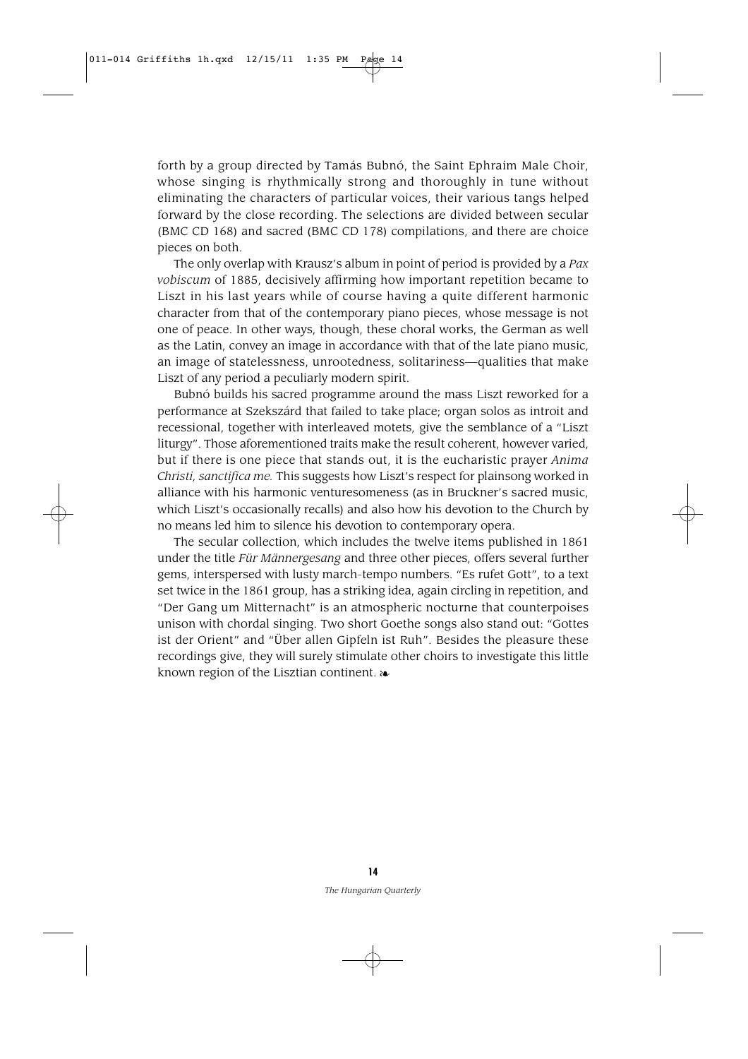forth by a group directed by Tamás Bubnó, the Saint Ephraim Male Choir, whose singing is rhythmically strong and thoroughly in tune without eliminating the characters of particular voices, their various tangs helped forward by the close recording. The selections are divided between secular (BMC CD 168) and sacred (BMC CD 178) compilations, and there are choice pieces on both.

The only overlap with Krausz's album in point of period is provided by a *Pax vobiscum* of 1885, decisively affirming how important repetition became to Liszt in his last years while of course having a quite different harmonic character from that of the contemporary piano pieces, whose message is not one of peace. In other ways, though, these choral works, the German as well as the Latin, convey an image in accordance with that of the late piano music, an image of statelessness, unrootedness, solitariness—qualities that make Liszt of any period a peculiarly modern spirit.

Bubnó builds his sacred programme around the mass Liszt reworked for a performance at Szekszárd that failed to take place; organ solos as introit and recessional, together with interleaved motets, give the semblance of a "Liszt liturgy". Those aforementioned traits make the result coherent, however varied, but if there is one piece that stands out, it is the eucharistic prayer *Anima Christi, sanctifica me.* This suggests how Liszt's respect for plainsong worked in alliance with his harmonic venturesomeness (as in Bruckner's sacred music, which Liszt's occasionally recalls) and also how his devotion to the Church by no means led him to silence his devotion to contemporary opera.

The secular collection, which includes the twelve items published in 1861 under the title *Für Männergesang* and three other pieces, offers several further gems, interspersed with lusty march-tempo numbers. "Es rufet Gott", to a text set twice in the 1861 group, has a striking idea, again circling in repetition, and "Der Gang um Mitternacht" is an atmospheric nocturne that counterpoises unison with chordal singing. Two short Goethe songs also stand out: "Gottes ist der Orient" and "Über allen Gipfeln ist Ruh". Besides the pleasure these recordings give, they will surely stimulate other choirs to investigate this little known region of the Lisztian continent. ❧